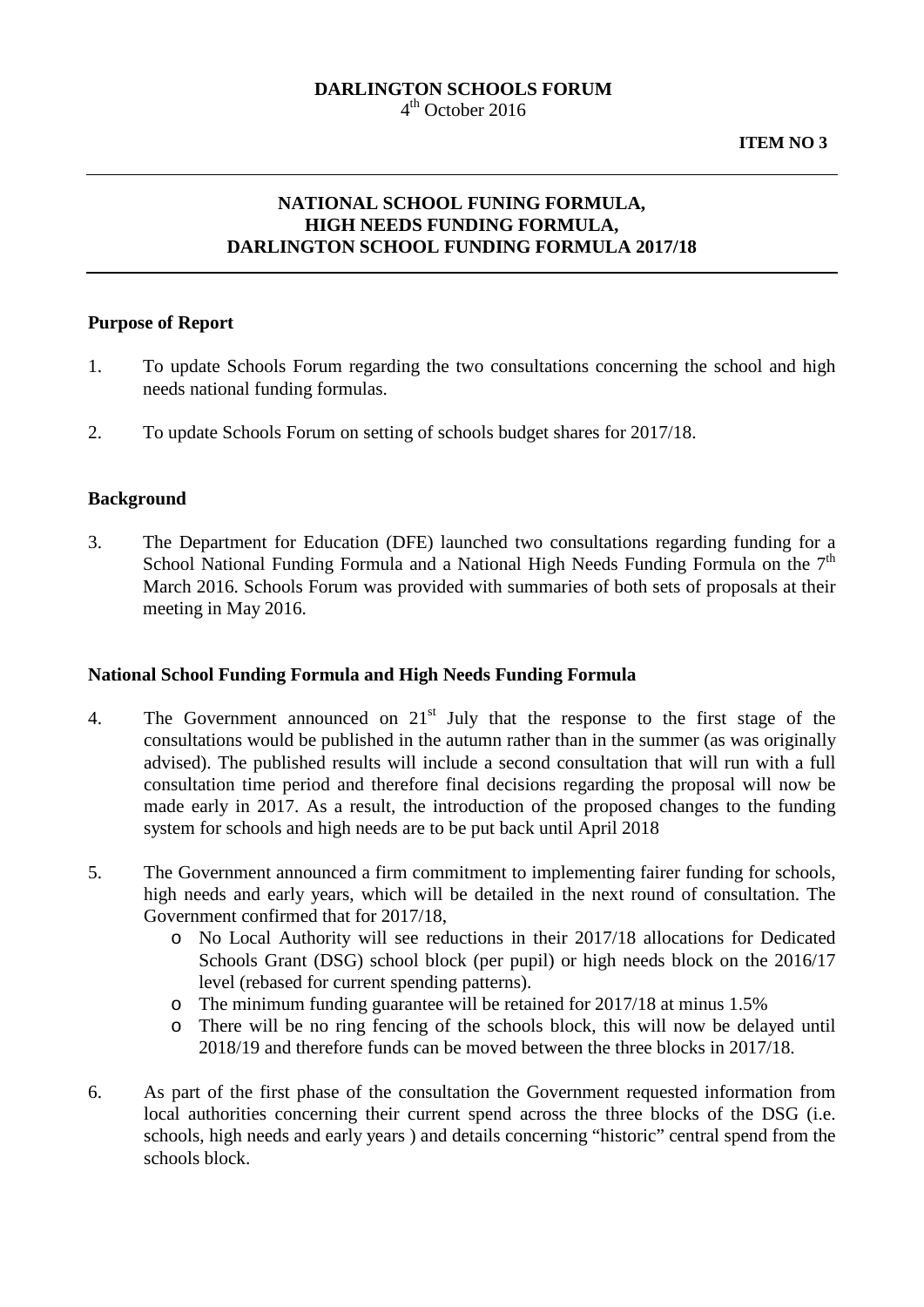**DARLINGTON SCHOOLS FORUM**
4th October 2016

**ITEM NO 3**

---

## NATIONAL SCHOOL FUNING FORMULA,
## HIGH NEEDS FUNDING FORMULA,
## DARLINGTON SCHOOL FUNDING FORMULA 2017/18

---

### Purpose of Report

1. To update Schools Forum regarding the two consultations concerning the school and high needs national funding formulas.

2. To update Schools Forum on setting of schools budget shares for 2017/18.

### Background

3. The Department for Education (DFE) launched two consultations regarding funding for a School National Funding Formula and a National High Needs Funding Formula on the 7th March 2016. Schools Forum was provided with summaries of both sets of proposals at their meeting in May 2016.

### National School Funding Formula and High Needs Funding Formula

4. The Government announced on 21st July that the response to the first stage of the consultations would be published in the autumn rather than in the summer (as was originally advised). The published results will include a second consultation that will run with a full consultation time period and therefore final decisions regarding the proposal will now be made early in 2017. As a result, the introduction of the proposed changes to the funding system for schools and high needs are to be put back until April 2018

5. The Government announced a firm commitment to implementing fairer funding for schools, high needs and early years, which will be detailed in the next round of consultation. The Government confirmed that for 2017/18,
   - No Local Authority will see reductions in their 2017/18 allocations for Dedicated Schools Grant (DSG) school block (per pupil) or high needs block on the 2016/17 level (rebased for current spending patterns).
   - The minimum funding guarantee will be retained for 2017/18 at minus 1.5%
   - There will be no ring fencing of the schools block, this will now be delayed until 2018/19 and therefore funds can be moved between the three blocks in 2017/18.

6. As part of the first phase of the consultation the Government requested information from local authorities concerning their current spend across the three blocks of the DSG (i.e. schools, high needs and early years ) and details concerning "historic" central spend from the schools block.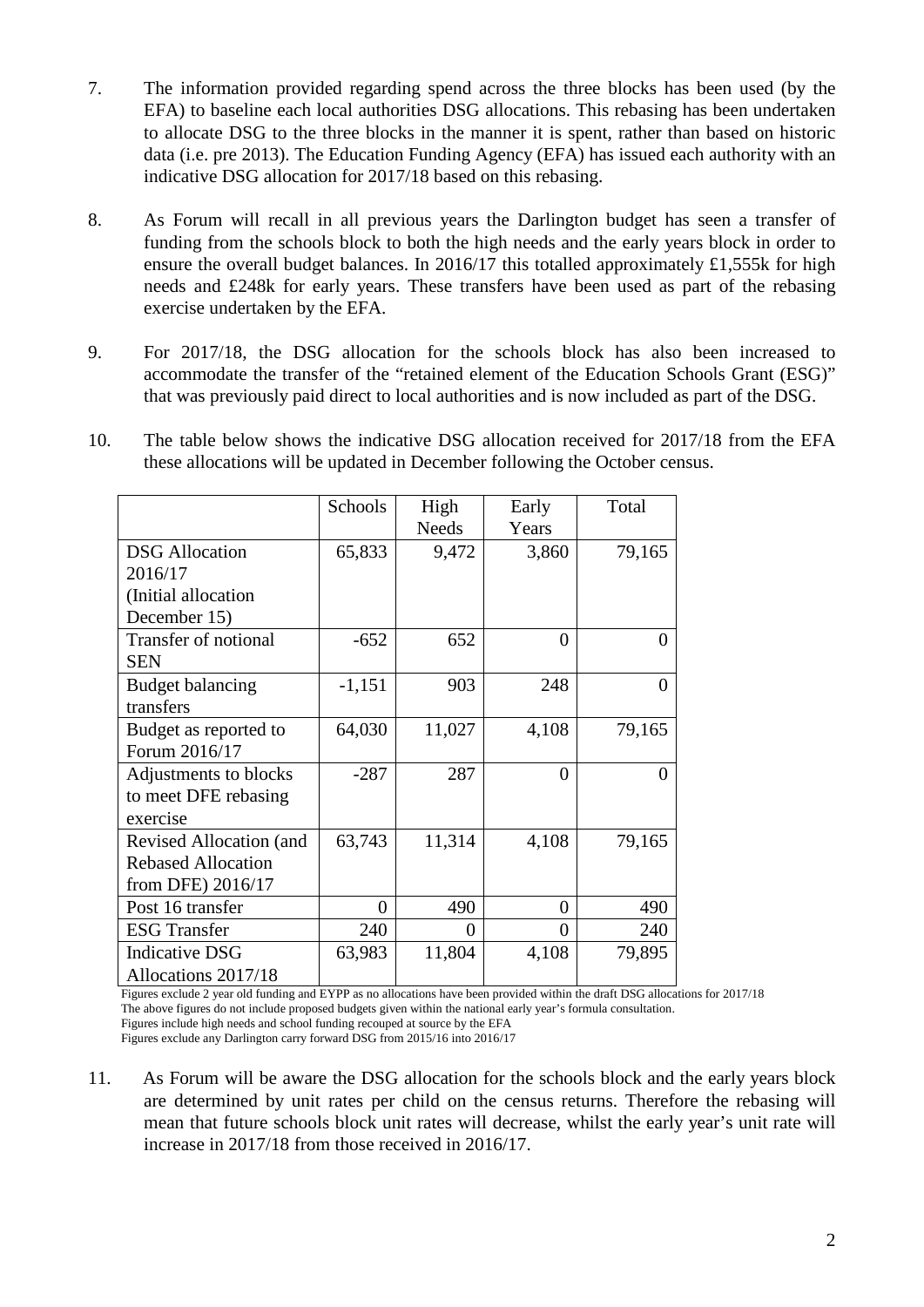7. The information provided regarding spend across the three blocks has been used (by the EFA) to baseline each local authorities DSG allocations. This rebasing has been undertaken to allocate DSG to the three blocks in the manner it is spent, rather than based on historic data (i.e. pre 2013). The Education Funding Agency (EFA) has issued each authority with an indicative DSG allocation for 2017/18 based on this rebasing.

8. As Forum will recall in all previous years the Darlington budget has seen a transfer of funding from the schools block to both the high needs and the early years block in order to ensure the overall budget balances. In 2016/17 this totalled approximately £1,555k for high needs and £248k for early years. These transfers have been used as part of the rebasing exercise undertaken by the EFA.

9. For 2017/18, the DSG allocation for the schools block has also been increased to accommodate the transfer of the "retained element of the Education Schools Grant (ESG)" that was previously paid direct to local authorities and is now included as part of the DSG.

10. The table below shows the indicative DSG allocation received for 2017/18 from the EFA these allocations will be updated in December following the October census.

| | Schools | High Needs | Early Years | Total |
|---|---|---|---|---|
| DSG Allocation 2016/17 (Initial allocation December 15) | 65,833 | 9,472 | 3,860 | 79,165 |
| Transfer of notional SEN | -652 | 652 | 0 | 0 |
| Budget balancing transfers | -1,151 | 903 | 248 | 0 |
| Budget as reported to Forum 2016/17 | 64,030 | 11,027 | 4,108 | 79,165 |
| Adjustments to blocks to meet DFE rebasing exercise | -287 | 287 | 0 | 0 |
| Revised Allocation (and Rebased Allocation from DFE) 2016/17 | 63,743 | 11,314 | 4,108 | 79,165 |
| Post 16 transfer | 0 | 490 | 0 | 490 |
| ESG Transfer | 240 | 0 | 0 | 240 |
| Indicative DSG Allocations 2017/18 | 63,983 | 11,804 | 4,108 | 79,895 |

Figures exclude 2 year old funding and EYPP as no allocations have been provided within the draft DSG allocations for 2017/18
The above figures do not include proposed budgets given within the national early year's formula consultation.
Figures include high needs and school funding recouped at source by the EFA
Figures exclude any Darlington carry forward DSG from 2015/16 into 2016/17

11. As Forum will be aware the DSG allocation for the schools block and the early years block are determined by unit rates per child on the census returns. Therefore the rebasing will mean that future schools block unit rates will decrease, whilst the early year's unit rate will increase in 2017/18 from those received in 2016/17.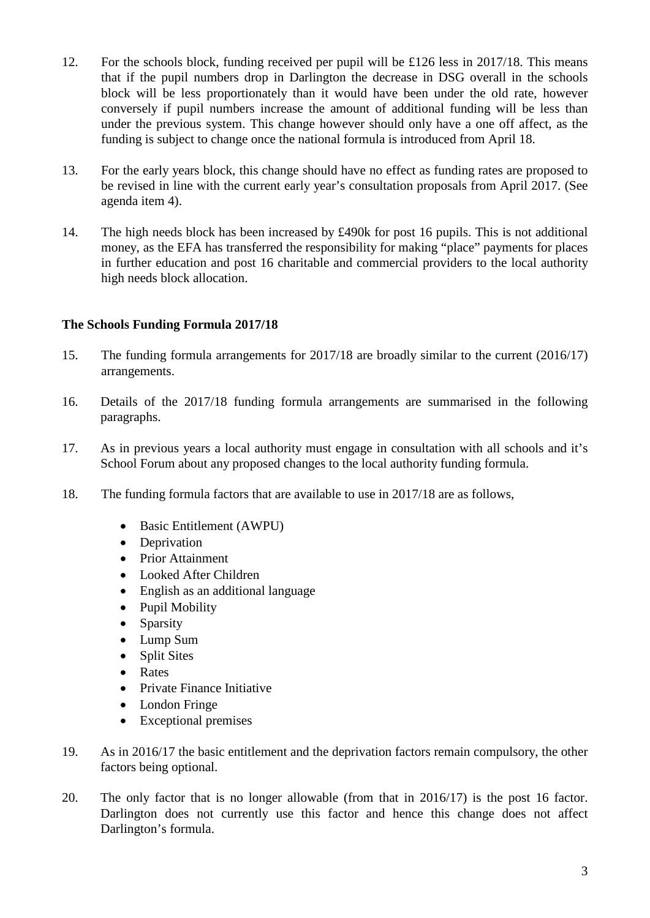12. For the schools block, funding received per pupil will be £126 less in 2017/18. This means that if the pupil numbers drop in Darlington the decrease in DSG overall in the schools block will be less proportionately than it would have been under the old rate, however conversely if pupil numbers increase the amount of additional funding will be less than under the previous system. This change however should only have a one off affect, as the funding is subject to change once the national formula is introduced from April 18.

13. For the early years block, this change should have no effect as funding rates are proposed to be revised in line with the current early year's consultation proposals from April 2017. (See agenda item 4).

14. The high needs block has been increased by £490k for post 16 pupils. This is not additional money, as the EFA has transferred the responsibility for making "place" payments for places in further education and post 16 charitable and commercial providers to the local authority high needs block allocation.

**The Schools Funding Formula 2017/18**

15. The funding formula arrangements for 2017/18 are broadly similar to the current (2016/17) arrangements.

16. Details of the 2017/18 funding formula arrangements are summarised in the following paragraphs.

17. As in previous years a local authority must engage in consultation with all schools and it's School Forum about any proposed changes to the local authority funding formula.

18. The funding formula factors that are available to use in 2017/18 are as follows,

    - Basic Entitlement (AWPU)
    - Deprivation
    - Prior Attainment
    - Looked After Children
    - English as an additional language
    - Pupil Mobility
    - Sparsity
    - Lump Sum
    - Split Sites
    - Rates
    - Private Finance Initiative
    - London Fringe
    - Exceptional premises

19. As in 2016/17 the basic entitlement and the deprivation factors remain compulsory, the other factors being optional.

20. The only factor that is no longer allowable (from that in 2016/17) is the post 16 factor. Darlington does not currently use this factor and hence this change does not affect Darlington's formula.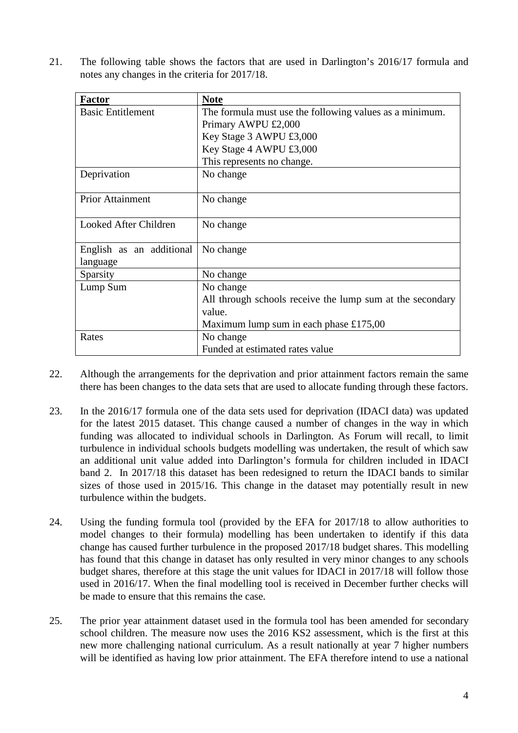21. The following table shows the factors that are used in Darlington's 2016/17 formula and notes any changes in the criteria for 2017/18.

| **Factor** | **Note** |
|---|---|
| Basic Entitlement | The formula must use the following values as a minimum.<br>Primary AWPU £2,000<br>Key Stage 3 AWPU £3,000<br>Key Stage 4 AWPU £3,000<br>This represents no change. |
| Deprivation | No change |
| Prior Attainment | No change |
| Looked After Children | No change |
| English as an additional language | No change |
| Sparsity | No change |
| Lump Sum | No change<br>All through schools receive the lump sum at the secondary value.<br>Maximum lump sum in each phase £175,00 |
| Rates | No change<br>Funded at estimated rates value |

22. Although the arrangements for the deprivation and prior attainment factors remain the same there has been changes to the data sets that are used to allocate funding through these factors.

23. In the 2016/17 formula one of the data sets used for deprivation (IDACI data) was updated for the latest 2015 dataset. This change caused a number of changes in the way in which funding was allocated to individual schools in Darlington. As Forum will recall, to limit turbulence in individual schools budgets modelling was undertaken, the result of which saw an additional unit value added into Darlington's formula for children included in IDACI band 2. In 2017/18 this dataset has been redesigned to return the IDACI bands to similar sizes of those used in 2015/16. This change in the dataset may potentially result in new turbulence within the budgets.

24. Using the funding formula tool (provided by the EFA for 2017/18 to allow authorities to model changes to their formula) modelling has been undertaken to identify if this data change has caused further turbulence in the proposed 2017/18 budget shares. This modelling has found that this change in dataset has only resulted in very minor changes to any schools budget shares, therefore at this stage the unit values for IDACI in 2017/18 will follow those used in 2016/17. When the final modelling tool is received in December further checks will be made to ensure that this remains the case.

25. The prior year attainment dataset used in the formula tool has been amended for secondary school children. The measure now uses the 2016 KS2 assessment, which is the first at this new more challenging national curriculum. As a result nationally at year 7 higher numbers will be identified as having low prior attainment. The EFA therefore intend to use a national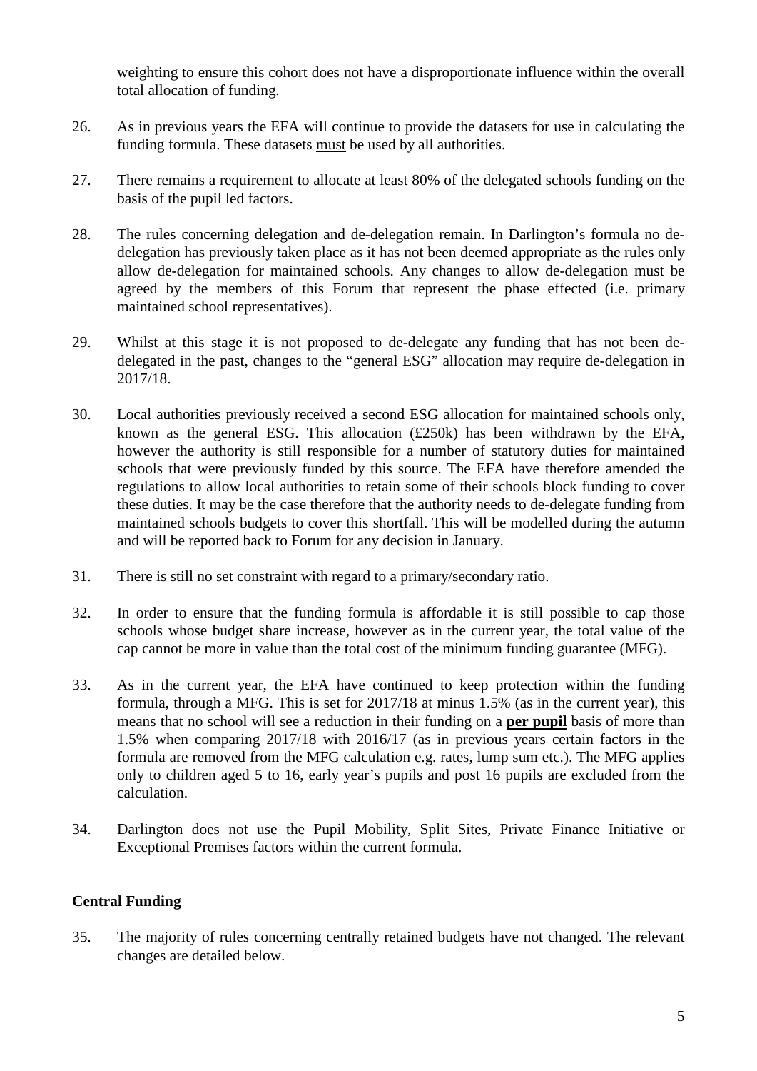weighting to ensure this cohort does not have a disproportionate influence within the overall total allocation of funding.

26. As in previous years the EFA will continue to provide the datasets for use in calculating the funding formula. These datasets <u>must</u> be used by all authorities.

27. There remains a requirement to allocate at least 80% of the delegated schools funding on the basis of the pupil led factors.

28. The rules concerning delegation and de-delegation remain. In Darlington's formula no de-delegation has previously taken place as it has not been deemed appropriate as the rules only allow de-delegation for maintained schools. Any changes to allow de-delegation must be agreed by the members of this Forum that represent the phase effected (i.e. primary maintained school representatives).

29. Whilst at this stage it is not proposed to de-delegate any funding that has not been de-delegated in the past, changes to the "general ESG" allocation may require de-delegation in 2017/18.

30. Local authorities previously received a second ESG allocation for maintained schools only, known as the general ESG. This allocation (£250k) has been withdrawn by the EFA, however the authority is still responsible for a number of statutory duties for maintained schools that were previously funded by this source. The EFA have therefore amended the regulations to allow local authorities to retain some of their schools block funding to cover these duties. It may be the case therefore that the authority needs to de-delegate funding from maintained schools budgets to cover this shortfall. This will be modelled during the autumn and will be reported back to Forum for any decision in January.

31. There is still no set constraint with regard to a primary/secondary ratio.

32. In order to ensure that the funding formula is affordable it is still possible to cap those schools whose budget share increase, however as in the current year, the total value of the cap cannot be more in value than the total cost of the minimum funding guarantee (MFG).

33. As in the current year, the EFA have continued to keep protection within the funding formula, through a MFG. This is set for 2017/18 at minus 1.5% (as in the current year), this means that no school will see a reduction in their funding on a **<u>per pupil</u>** basis of more than 1.5% when comparing 2017/18 with 2016/17 (as in previous years certain factors in the formula are removed from the MFG calculation e.g. rates, lump sum etc.). The MFG applies only to children aged 5 to 16, early year's pupils and post 16 pupils are excluded from the calculation.

34. Darlington does not use the Pupil Mobility, Split Sites, Private Finance Initiative or Exceptional Premises factors within the current formula.

**Central Funding**

35. The majority of rules concerning centrally retained budgets have not changed. The relevant changes are detailed below.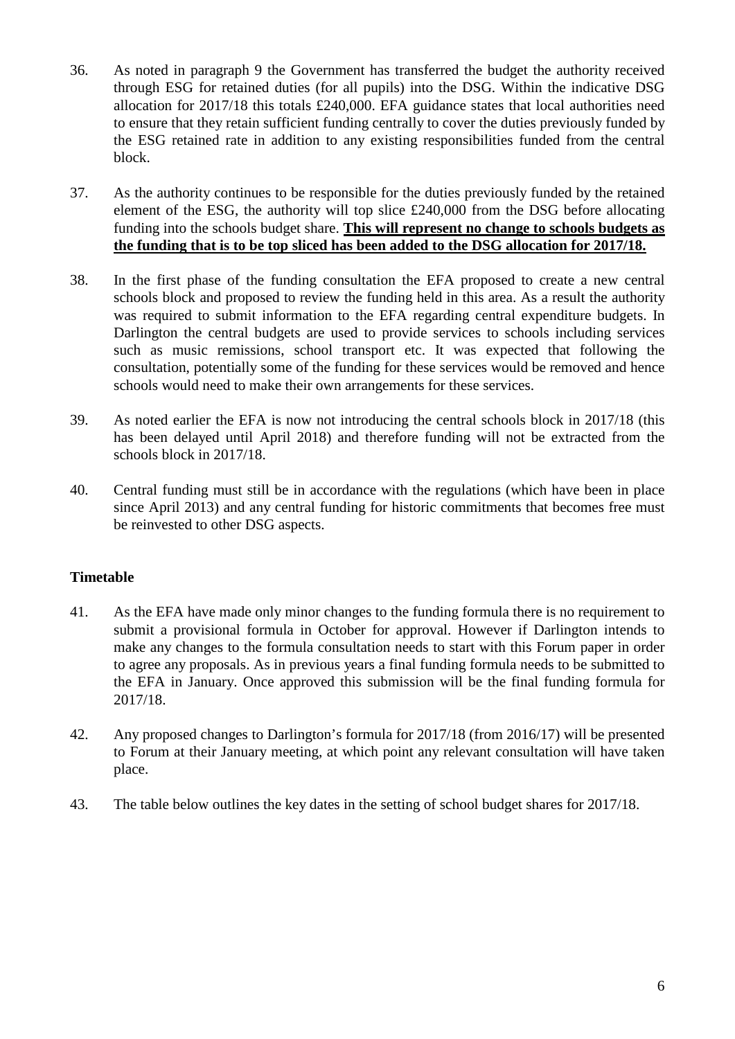36. As noted in paragraph 9 the Government has transferred the budget the authority received through ESG for retained duties (for all pupils) into the DSG. Within the indicative DSG allocation for 2017/18 this totals £240,000. EFA guidance states that local authorities need to ensure that they retain sufficient funding centrally to cover the duties previously funded by the ESG retained rate in addition to any existing responsibilities funded from the central block.

37. As the authority continues to be responsible for the duties previously funded by the retained element of the ESG, the authority will top slice £240,000 from the DSG before allocating funding into the schools budget share. **This will represent no change to schools budgets as the funding that is to be top sliced has been added to the DSG allocation for 2017/18.**

38. In the first phase of the funding consultation the EFA proposed to create a new central schools block and proposed to review the funding held in this area. As a result the authority was required to submit information to the EFA regarding central expenditure budgets. In Darlington the central budgets are used to provide services to schools including services such as music remissions, school transport etc. It was expected that following the consultation, potentially some of the funding for these services would be removed and hence schools would need to make their own arrangements for these services.

39. As noted earlier the EFA is now not introducing the central schools block in 2017/18 (this has been delayed until April 2018) and therefore funding will not be extracted from the schools block in 2017/18.

40. Central funding must still be in accordance with the regulations (which have been in place since April 2013) and any central funding for historic commitments that becomes free must be reinvested to other DSG aspects.

**Timetable**

41. As the EFA have made only minor changes to the funding formula there is no requirement to submit a provisional formula in October for approval. However if Darlington intends to make any changes to the formula consultation needs to start with this Forum paper in order to agree any proposals. As in previous years a final funding formula needs to be submitted to the EFA in January. Once approved this submission will be the final funding formula for 2017/18.

42. Any proposed changes to Darlington's formula for 2017/18 (from 2016/17) will be presented to Forum at their January meeting, at which point any relevant consultation will have taken place.

43. The table below outlines the key dates in the setting of school budget shares for 2017/18.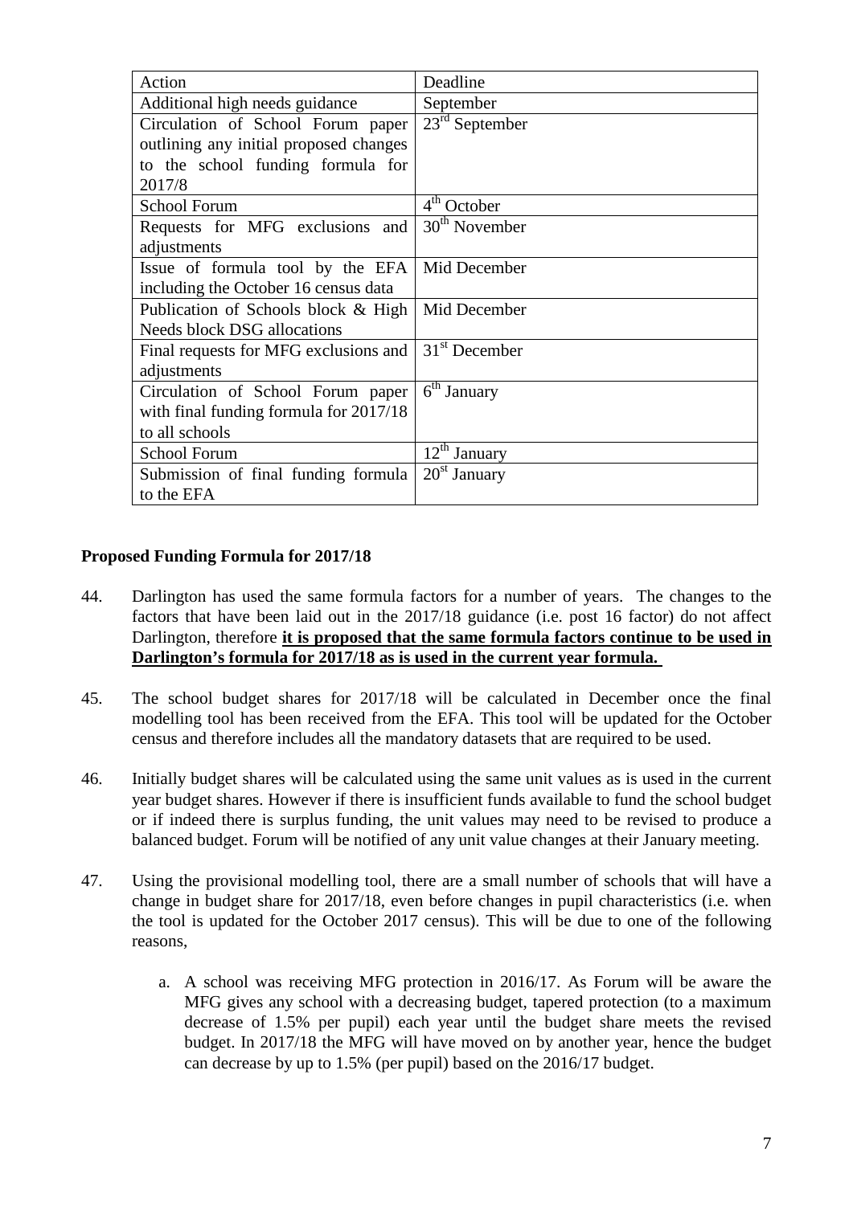| Action | Deadline |
|---|---|
| Additional high needs guidance | September |
| Circulation of School Forum paper outlining any initial proposed changes to the school funding formula for 2017/8 | 23rd September |
| School Forum | 4th October |
| Requests for MFG exclusions and adjustments | 30th November |
| Issue of formula tool by the EFA including the October 16 census data | Mid December |
| Publication of Schools block & High Needs block DSG allocations | Mid December |
| Final requests for MFG exclusions and adjustments | 31st December |
| Circulation of School Forum paper with final funding formula for 2017/18 to all schools | 6th January |
| School Forum | 12th January |
| Submission of final funding formula to the EFA | 20st January |

**Proposed Funding Formula for 2017/18**

44. Darlington has used the same formula factors for a number of years. The changes to the factors that have been laid out in the 2017/18 guidance (i.e. post 16 factor) do not affect Darlington, therefore **it is proposed that the same formula factors continue to be used in Darlington's formula for 2017/18 as is used in the current year formula.**

45. The school budget shares for 2017/18 will be calculated in December once the final modelling tool has been received from the EFA. This tool will be updated for the October census and therefore includes all the mandatory datasets that are required to be used.

46. Initially budget shares will be calculated using the same unit values as is used in the current year budget shares. However if there is insufficient funds available to fund the school budget or if indeed there is surplus funding, the unit values may need to be revised to produce a balanced budget. Forum will be notified of any unit value changes at their January meeting.

47. Using the provisional modelling tool, there are a small number of schools that will have a change in budget share for 2017/18, even before changes in pupil characteristics (i.e. when the tool is updated for the October 2017 census). This will be due to one of the following reasons,

    a. A school was receiving MFG protection in 2016/17. As Forum will be aware the MFG gives any school with a decreasing budget, tapered protection (to a maximum decrease of 1.5% per pupil) each year until the budget share meets the revised budget. In 2017/18 the MFG will have moved on by another year, hence the budget can decrease by up to 1.5% (per pupil) based on the 2016/17 budget.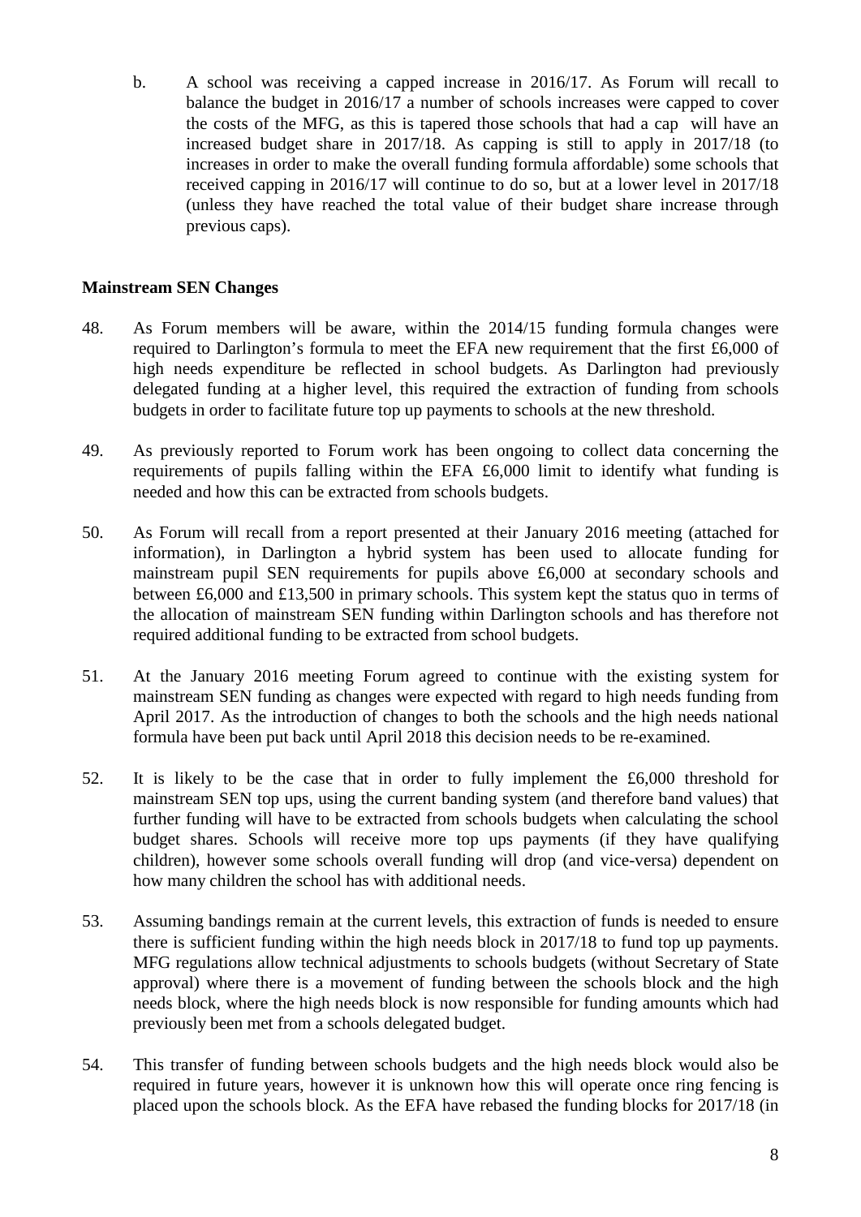b. A school was receiving a capped increase in 2016/17. As Forum will recall to balance the budget in 2016/17 a number of schools increases were capped to cover the costs of the MFG, as this is tapered those schools that had a cap will have an increased budget share in 2017/18. As capping is still to apply in 2017/18 (to increases in order to make the overall funding formula affordable) some schools that received capping in 2016/17 will continue to do so, but at a lower level in 2017/18 (unless they have reached the total value of their budget share increase through previous caps).

**Mainstream SEN Changes**

48. As Forum members will be aware, within the 2014/15 funding formula changes were required to Darlington's formula to meet the EFA new requirement that the first £6,000 of high needs expenditure be reflected in school budgets. As Darlington had previously delegated funding at a higher level, this required the extraction of funding from schools budgets in order to facilitate future top up payments to schools at the new threshold.

49. As previously reported to Forum work has been ongoing to collect data concerning the requirements of pupils falling within the EFA £6,000 limit to identify what funding is needed and how this can be extracted from schools budgets.

50. As Forum will recall from a report presented at their January 2016 meeting (attached for information), in Darlington a hybrid system has been used to allocate funding for mainstream pupil SEN requirements for pupils above £6,000 at secondary schools and between £6,000 and £13,500 in primary schools. This system kept the status quo in terms of the allocation of mainstream SEN funding within Darlington schools and has therefore not required additional funding to be extracted from school budgets.

51. At the January 2016 meeting Forum agreed to continue with the existing system for mainstream SEN funding as changes were expected with regard to high needs funding from April 2017. As the introduction of changes to both the schools and the high needs national formula have been put back until April 2018 this decision needs to be re-examined.

52. It is likely to be the case that in order to fully implement the £6,000 threshold for mainstream SEN top ups, using the current banding system (and therefore band values) that further funding will have to be extracted from schools budgets when calculating the school budget shares. Schools will receive more top ups payments (if they have qualifying children), however some schools overall funding will drop (and vice-versa) dependent on how many children the school has with additional needs.

53. Assuming bandings remain at the current levels, this extraction of funds is needed to ensure there is sufficient funding within the high needs block in 2017/18 to fund top up payments. MFG regulations allow technical adjustments to schools budgets (without Secretary of State approval) where there is a movement of funding between the schools block and the high needs block, where the high needs block is now responsible for funding amounts which had previously been met from a schools delegated budget.

54. This transfer of funding between schools budgets and the high needs block would also be required in future years, however it is unknown how this will operate once ring fencing is placed upon the schools block. As the EFA have rebased the funding blocks for 2017/18 (in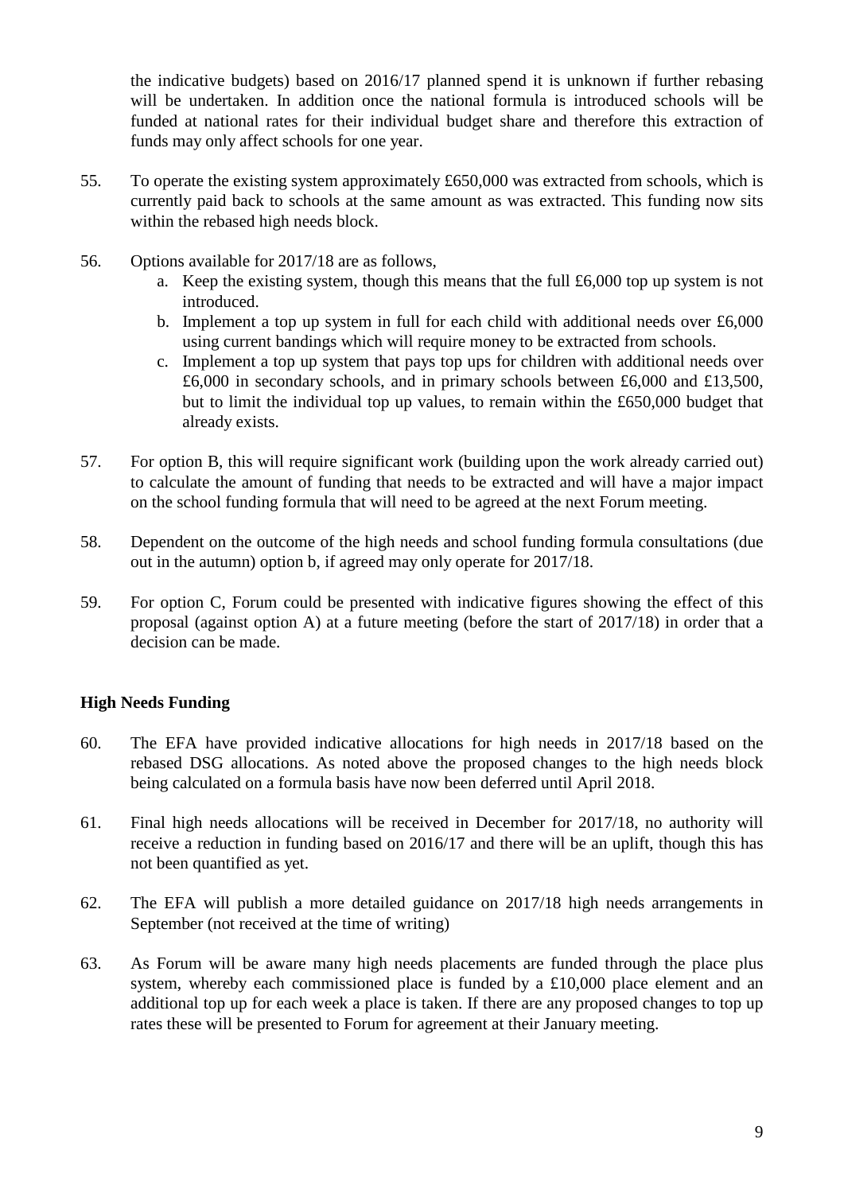the indicative budgets) based on 2016/17 planned spend it is unknown if further rebasing will be undertaken. In addition once the national formula is introduced schools will be funded at national rates for their individual budget share and therefore this extraction of funds may only affect schools for one year.

55. To operate the existing system approximately £650,000 was extracted from schools, which is currently paid back to schools at the same amount as was extracted. This funding now sits within the rebased high needs block.

56. Options available for 2017/18 are as follows,
    a. Keep the existing system, though this means that the full £6,000 top up system is not introduced.
    b. Implement a top up system in full for each child with additional needs over £6,000 using current bandings which will require money to be extracted from schools.
    c. Implement a top up system that pays top ups for children with additional needs over £6,000 in secondary schools, and in primary schools between £6,000 and £13,500, but to limit the individual top up values, to remain within the £650,000 budget that already exists.

57. For option B, this will require significant work (building upon the work already carried out) to calculate the amount of funding that needs to be extracted and will have a major impact on the school funding formula that will need to be agreed at the next Forum meeting.

58. Dependent on the outcome of the high needs and school funding formula consultations (due out in the autumn) option b, if agreed may only operate for 2017/18.

59. For option C, Forum could be presented with indicative figures showing the effect of this proposal (against option A) at a future meeting (before the start of 2017/18) in order that a decision can be made.

**High Needs Funding**

60. The EFA have provided indicative allocations for high needs in 2017/18 based on the rebased DSG allocations. As noted above the proposed changes to the high needs block being calculated on a formula basis have now been deferred until April 2018.

61. Final high needs allocations will be received in December for 2017/18, no authority will receive a reduction in funding based on 2016/17 and there will be an uplift, though this has not been quantified as yet.

62. The EFA will publish a more detailed guidance on 2017/18 high needs arrangements in September (not received at the time of writing)

63. As Forum will be aware many high needs placements are funded through the place plus system, whereby each commissioned place is funded by a £10,000 place element and an additional top up for each week a place is taken. If there are any proposed changes to top up rates these will be presented to Forum for agreement at their January meeting.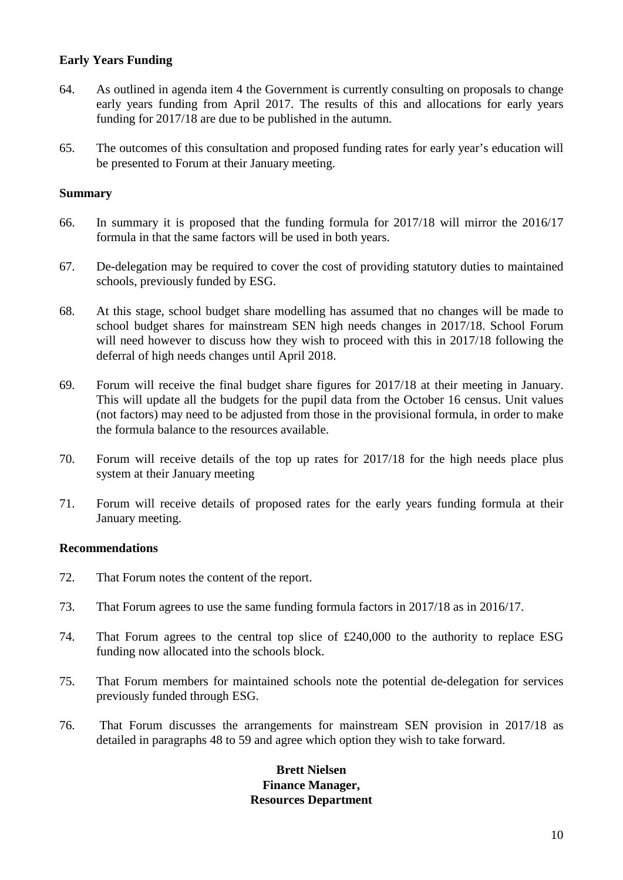### Early Years Funding

64. As outlined in agenda item 4 the Government is currently consulting on proposals to change early years funding from April 2017. The results of this and allocations for early years funding for 2017/18 are due to be published in the autumn.

65. The outcomes of this consultation and proposed funding rates for early year's education will be presented to Forum at their January meeting.

### Summary

66. In summary it is proposed that the funding formula for 2017/18 will mirror the 2016/17 formula in that the same factors will be used in both years.

67. De-delegation may be required to cover the cost of providing statutory duties to maintained schools, previously funded by ESG.

68. At this stage, school budget share modelling has assumed that no changes will be made to school budget shares for mainstream SEN high needs changes in 2017/18. School Forum will need however to discuss how they wish to proceed with this in 2017/18 following the deferral of high needs changes until April 2018.

69. Forum will receive the final budget share figures for 2017/18 at their meeting in January. This will update all the budgets for the pupil data from the October 16 census. Unit values (not factors) may need to be adjusted from those in the provisional formula, in order to make the formula balance to the resources available.

70. Forum will receive details of the top up rates for 2017/18 for the high needs place plus system at their January meeting

71. Forum will receive details of proposed rates for the early years funding formula at their January meeting.

### Recommendations

72. That Forum notes the content of the report.

73. That Forum agrees to use the same funding formula factors in 2017/18 as in 2016/17.

74. That Forum agrees to the central top slice of £240,000 to the authority to replace ESG funding now allocated into the schools block.

75. That Forum members for maintained schools note the potential de-delegation for services previously funded through ESG.

76. That Forum discusses the arrangements for mainstream SEN provision in 2017/18 as detailed in paragraphs 48 to 59 and agree which option they wish to take forward.

**Brett Nielsen**
**Finance Manager,**
**Resources Department**